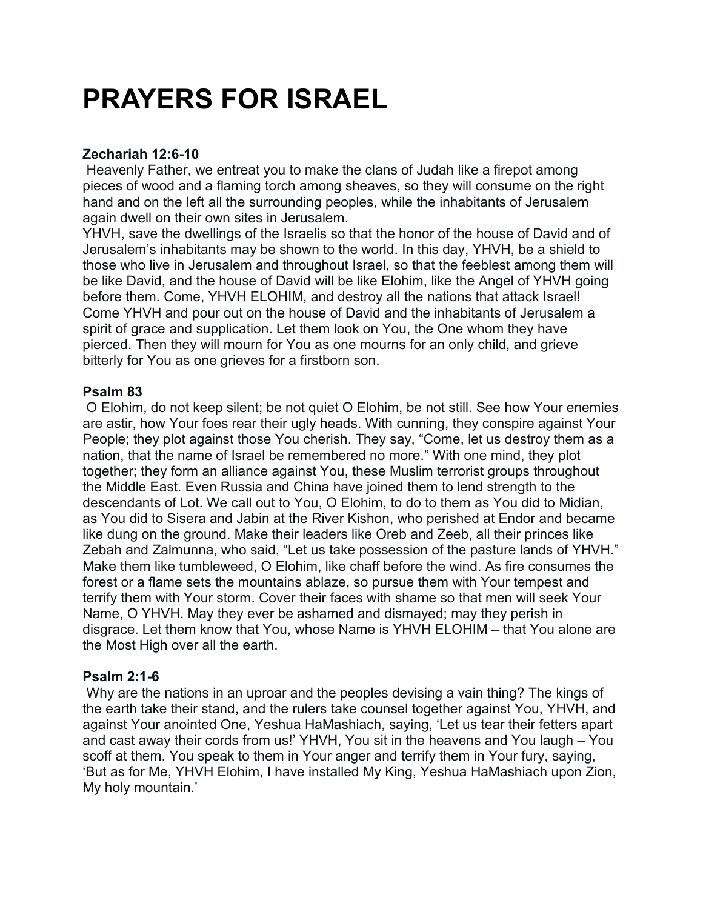# PRAYERS FOR ISRAEL

**Zechariah 12:6-10**

Heavenly Father, we entreat you to make the clans of Judah like a firepot among pieces of wood and a flaming torch among sheaves, so they will consume on the right hand and on the left all the surrounding peoples, while the inhabitants of Jerusalem again dwell on their own sites in Jerusalem.

YHVH, save the dwellings of the Israelis so that the honor of the house of David and of Jerusalem's inhabitants may be shown to the world. In this day, YHVH, be a shield to those who live in Jerusalem and throughout Israel, so that the feeblest among them will be like David, and the house of David will be like Elohim, like the Angel of YHVH going before them. Come, YHVH ELOHIM, and destroy all the nations that attack Israel! Come YHVH and pour out on the house of David and the inhabitants of Jerusalem a spirit of grace and supplication. Let them look on You, the One whom they have pierced. Then they will mourn for You as one mourns for an only child, and grieve bitterly for You as one grieves for a firstborn son.

**Psalm 83**

O Elohim, do not keep silent; be not quiet O Elohim, be not still. See how Your enemies are astir, how Your foes rear their ugly heads. With cunning, they conspire against Your People; they plot against those You cherish. They say, "Come, let us destroy them as a nation, that the name of Israel be remembered no more." With one mind, they plot together; they form an alliance against You, these Muslim terrorist groups throughout the Middle East. Even Russia and China have joined them to lend strength to the descendants of Lot. We call out to You, O Elohim, to do to them as You did to Midian, as You did to Sisera and Jabin at the River Kishon, who perished at Endor and became like dung on the ground. Make their leaders like Oreb and Zeeb, all their princes like Zebah and Zalmunna, who said, "Let us take possession of the pasture lands of YHVH." Make them like tumbleweed, O Elohim, like chaff before the wind. As fire consumes the forest or a flame sets the mountains ablaze, so pursue them with Your tempest and terrify them with Your storm. Cover their faces with shame so that men will seek Your Name, O YHVH. May they ever be ashamed and dismayed; may they perish in disgrace. Let them know that You, whose Name is YHVH ELOHIM – that You alone are the Most High over all the earth.

**Psalm 2:1-6**

Why are the nations in an uproar and the peoples devising a vain thing? The kings of the earth take their stand, and the rulers take counsel together against You, YHVH, and against Your anointed One, Yeshua HaMashiach, saying, 'Let us tear their fetters apart and cast away their cords from us!' YHVH, You sit in the heavens and You laugh – You scoff at them. You speak to them in Your anger and terrify them in Your fury, saying, 'But as for Me, YHVH Elohim, I have installed My King, Yeshua HaMashiach upon Zion, My holy mountain.'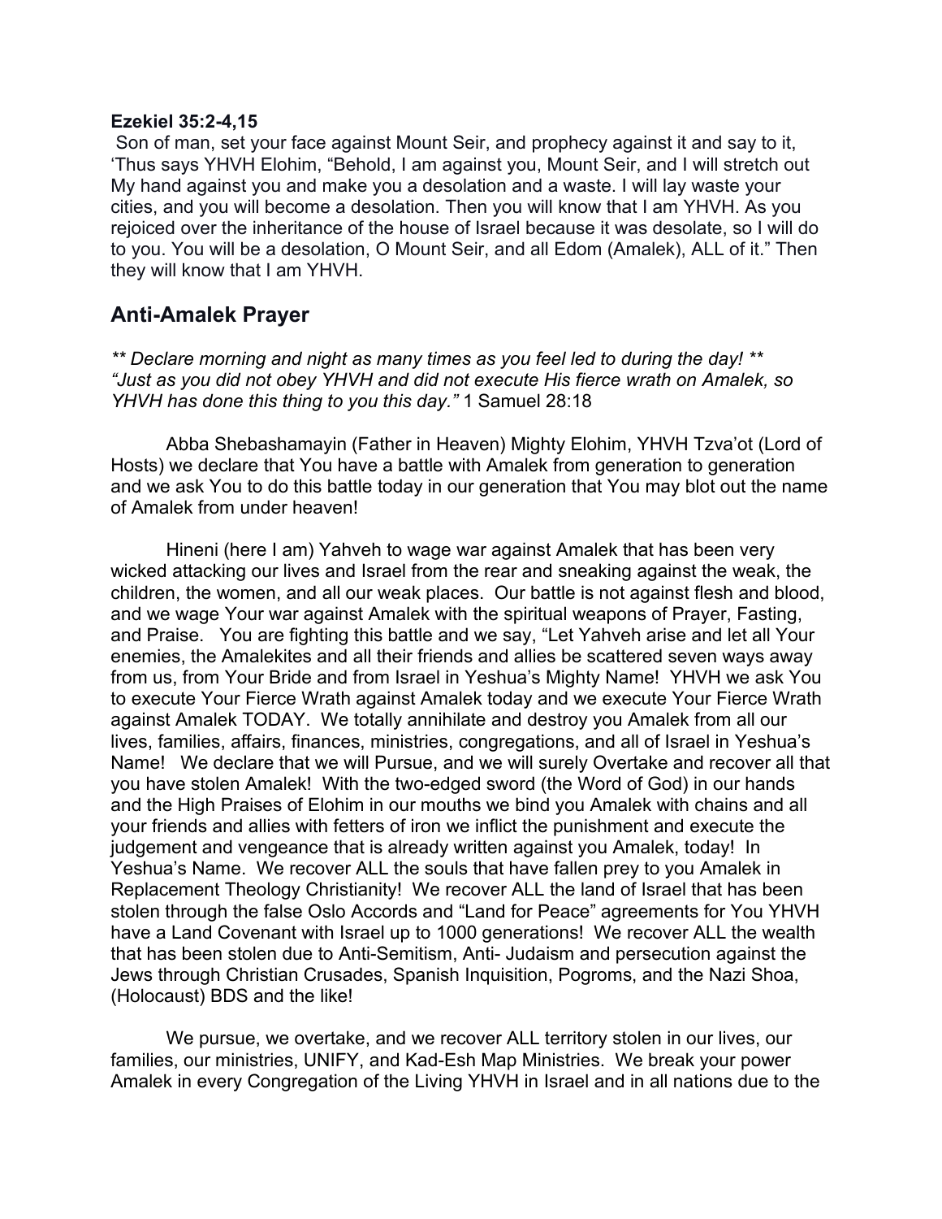**Ezekiel 35:2-4,15**

Son of man, set your face against Mount Seir, and prophecy against it and say to it, 'Thus says YHVH Elohim, "Behold, I am against you, Mount Seir, and I will stretch out My hand against you and make you a desolation and a waste. I will lay waste your cities, and you will become a desolation. Then you will know that I am YHVH. As you rejoiced over the inheritance of the house of Israel because it was desolate, so I will do to you. You will be a desolation, O Mount Seir, and all Edom (Amalek), ALL of it." Then they will know that I am YHVH.

## Anti-Amalek Prayer

*\*\* Declare morning and night as many times as you feel led to during the day! \*\**
*"Just as you did not obey YHVH and did not execute His fierce wrath on Amalek, so YHVH has done this thing to you this day."* 1 Samuel 28:18

Abba Shebashamayin (Father in Heaven) Mighty Elohim, YHVH Tzva'ot (Lord of Hosts) we declare that You have a battle with Amalek from generation to generation and we ask You to do this battle today in our generation that You may blot out the name of Amalek from under heaven!

Hineni (here I am) Yahveh to wage war against Amalek that has been very wicked attacking our lives and Israel from the rear and sneaking against the weak, the children, the women, and all our weak places. Our battle is not against flesh and blood, and we wage Your war against Amalek with the spiritual weapons of Prayer, Fasting, and Praise. You are fighting this battle and we say, "Let Yahveh arise and let all Your enemies, the Amalekites and all their friends and allies be scattered seven ways away from us, from Your Bride and from Israel in Yeshua's Mighty Name! YHVH we ask You to execute Your Fierce Wrath against Amalek today and we execute Your Fierce Wrath against Amalek TODAY. We totally annihilate and destroy you Amalek from all our lives, families, affairs, finances, ministries, congregations, and all of Israel in Yeshua's Name! We declare that we will Pursue, and we will surely Overtake and recover all that you have stolen Amalek! With the two-edged sword (the Word of God) in our hands and the High Praises of Elohim in our mouths we bind you Amalek with chains and all your friends and allies with fetters of iron we inflict the punishment and execute the judgement and vengeance that is already written against you Amalek, today! In Yeshua's Name. We recover ALL the souls that have fallen prey to you Amalek in Replacement Theology Christianity! We recover ALL the land of Israel that has been stolen through the false Oslo Accords and "Land for Peace" agreements for You YHVH have a Land Covenant with Israel up to 1000 generations! We recover ALL the wealth that has been stolen due to Anti-Semitism, Anti- Judaism and persecution against the Jews through Christian Crusades, Spanish Inquisition, Pogroms, and the Nazi Shoa, (Holocaust) BDS and the like!

We pursue, we overtake, and we recover ALL territory stolen in our lives, our families, our ministries, UNIFY, and Kad-Esh Map Ministries. We break your power Amalek in every Congregation of the Living YHVH in Israel and in all nations due to the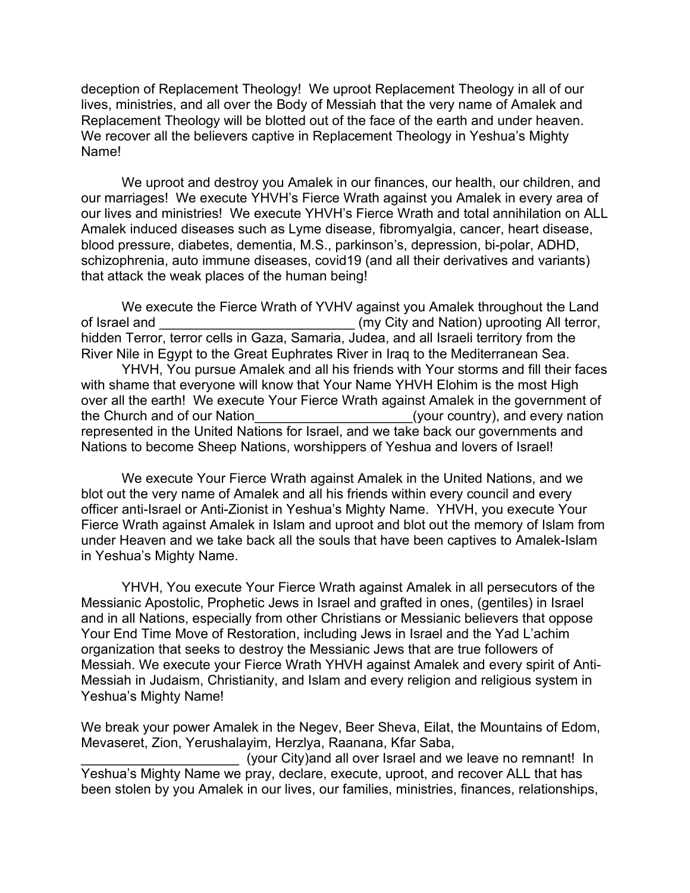deception of Replacement Theology! We uproot Replacement Theology in all of our lives, ministries, and all over the Body of Messiah that the very name of Amalek and Replacement Theology will be blotted out of the face of the earth and under heaven. We recover all the believers captive in Replacement Theology in Yeshua's Mighty Name!

We uproot and destroy you Amalek in our finances, our health, our children, and our marriages! We execute YHVH's Fierce Wrath against you Amalek in every area of our lives and ministries! We execute YHVH's Fierce Wrath and total annihilation on ALL Amalek induced diseases such as Lyme disease, fibromyalgia, cancer, heart disease, blood pressure, diabetes, dementia, M.S., parkinson's, depression, bi-polar, ADHD, schizophrenia, auto immune diseases, covid19 (and all their derivatives and variants) that attack the weak places of the human being!

We execute the Fierce Wrath of YVHV against you Amalek throughout the Land of Israel and __________________________ (my City and Nation) uprooting All terror, hidden Terror, terror cells in Gaza, Samaria, Judea, and all Israeli territory from the River Nile in Egypt to the Great Euphrates River in Iraq to the Mediterranean Sea.

YHVH, You pursue Amalek and all his friends with Your storms and fill their faces with shame that everyone will know that Your Name YHVH Elohim is the most High over all the earth! We execute Your Fierce Wrath against Amalek in the government of the Church and of our Nation_____________________(your country), and every nation represented in the United Nations for Israel, and we take back our governments and Nations to become Sheep Nations, worshippers of Yeshua and lovers of Israel!

We execute Your Fierce Wrath against Amalek in the United Nations, and we blot out the very name of Amalek and all his friends within every council and every officer anti-Israel or Anti-Zionist in Yeshua's Mighty Name. YHVH, you execute Your Fierce Wrath against Amalek in Islam and uproot and blot out the memory of Islam from under Heaven and we take back all the souls that have been captives to Amalek-Islam in Yeshua's Mighty Name.

YHVH, You execute Your Fierce Wrath against Amalek in all persecutors of the Messianic Apostolic, Prophetic Jews in Israel and grafted in ones, (gentiles) in Israel and in all Nations, especially from other Christians or Messianic believers that oppose Your End Time Move of Restoration, including Jews in Israel and the Yad L'achim organization that seeks to destroy the Messianic Jews that are true followers of Messiah. We execute your Fierce Wrath YHVH against Amalek and every spirit of Anti-Messiah in Judaism, Christianity, and Islam and every religion and religious system in Yeshua's Mighty Name!

We break your power Amalek in the Negev, Beer Sheva, Eilat, the Mountains of Edom, Mevaseret, Zion, Yerushalayim, Herzlya, Raanana, Kfar Saba, _____________________ (your City)and all over Israel and we leave no remnant! In Yeshua's Mighty Name we pray, declare, execute, uproot, and recover ALL that has been stolen by you Amalek in our lives, our families, ministries, finances, relationships,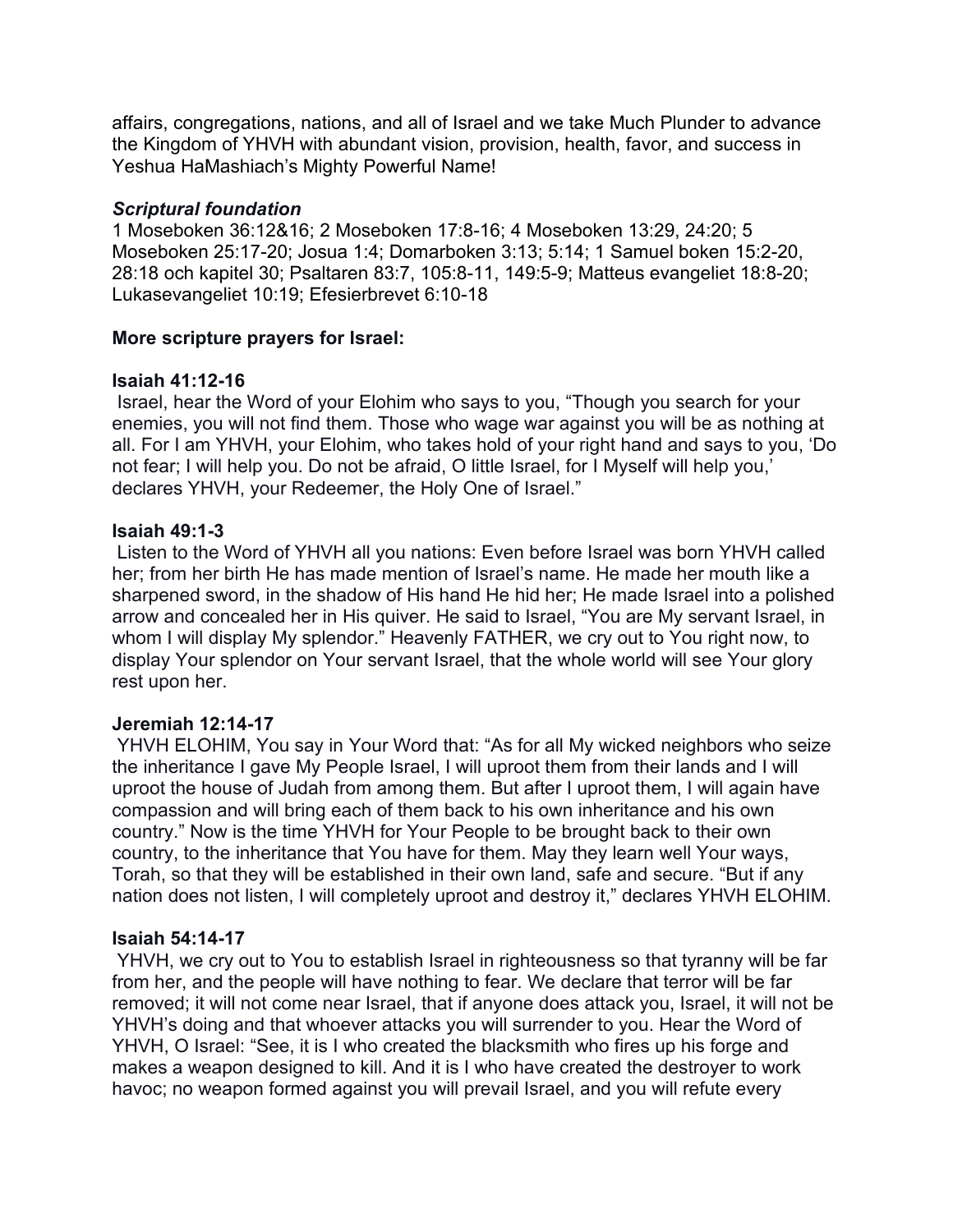affairs, congregations, nations, and all of Israel and we take Much Plunder to advance the Kingdom of YHVH with abundant vision, provision, health, favor, and success in Yeshua HaMashiach's Mighty Powerful Name!

***Scriptural foundation***

1 Moseboken 36:12&16; 2 Moseboken 17:8-16; 4 Moseboken 13:29, 24:20; 5 Moseboken 25:17-20; Josua 1:4; Domarboken 3:13; 5:14; 1 Samuel boken 15:2-20, 28:18 och kapitel 30; Psaltaren 83:7, 105:8-11, 149:5-9; Matteus evangeliet 18:8-20; Lukasevangeliet 10:19; Efesierbrevet 6:10-18

**More scripture prayers for Israel:**

**Isaiah 41:12-16**

Israel, hear the Word of your Elohim who says to you, "Though you search for your enemies, you will not find them. Those who wage war against you will be as nothing at all. For I am YHVH, your Elohim, who takes hold of your right hand and says to you, 'Do not fear; I will help you. Do not be afraid, O little Israel, for I Myself will help you,' declares YHVH, your Redeemer, the Holy One of Israel."

**Isaiah 49:1-3**

Listen to the Word of YHVH all you nations: Even before Israel was born YHVH called her; from her birth He has made mention of Israel's name. He made her mouth like a sharpened sword, in the shadow of His hand He hid her; He made Israel into a polished arrow and concealed her in His quiver. He said to Israel, "You are My servant Israel, in whom I will display My splendor." Heavenly FATHER, we cry out to You right now, to display Your splendor on Your servant Israel, that the whole world will see Your glory rest upon her.

**Jeremiah 12:14-17**

YHVH ELOHIM, You say in Your Word that: "As for all My wicked neighbors who seize the inheritance I gave My People Israel, I will uproot them from their lands and I will uproot the house of Judah from among them. But after I uproot them, I will again have compassion and will bring each of them back to his own inheritance and his own country." Now is the time YHVH for Your People to be brought back to their own country, to the inheritance that You have for them. May they learn well Your ways, Torah, so that they will be established in their own land, safe and secure. "But if any nation does not listen, I will completely uproot and destroy it," declares YHVH ELOHIM.

**Isaiah 54:14-17**

YHVH, we cry out to You to establish Israel in righteousness so that tyranny will be far from her, and the people will have nothing to fear. We declare that terror will be far removed; it will not come near Israel, that if anyone does attack you, Israel, it will not be YHVH's doing and that whoever attacks you will surrender to you. Hear the Word of YHVH, O Israel: "See, it is I who created the blacksmith who fires up his forge and makes a weapon designed to kill. And it is I who have created the destroyer to work havoc; no weapon formed against you will prevail Israel, and you will refute every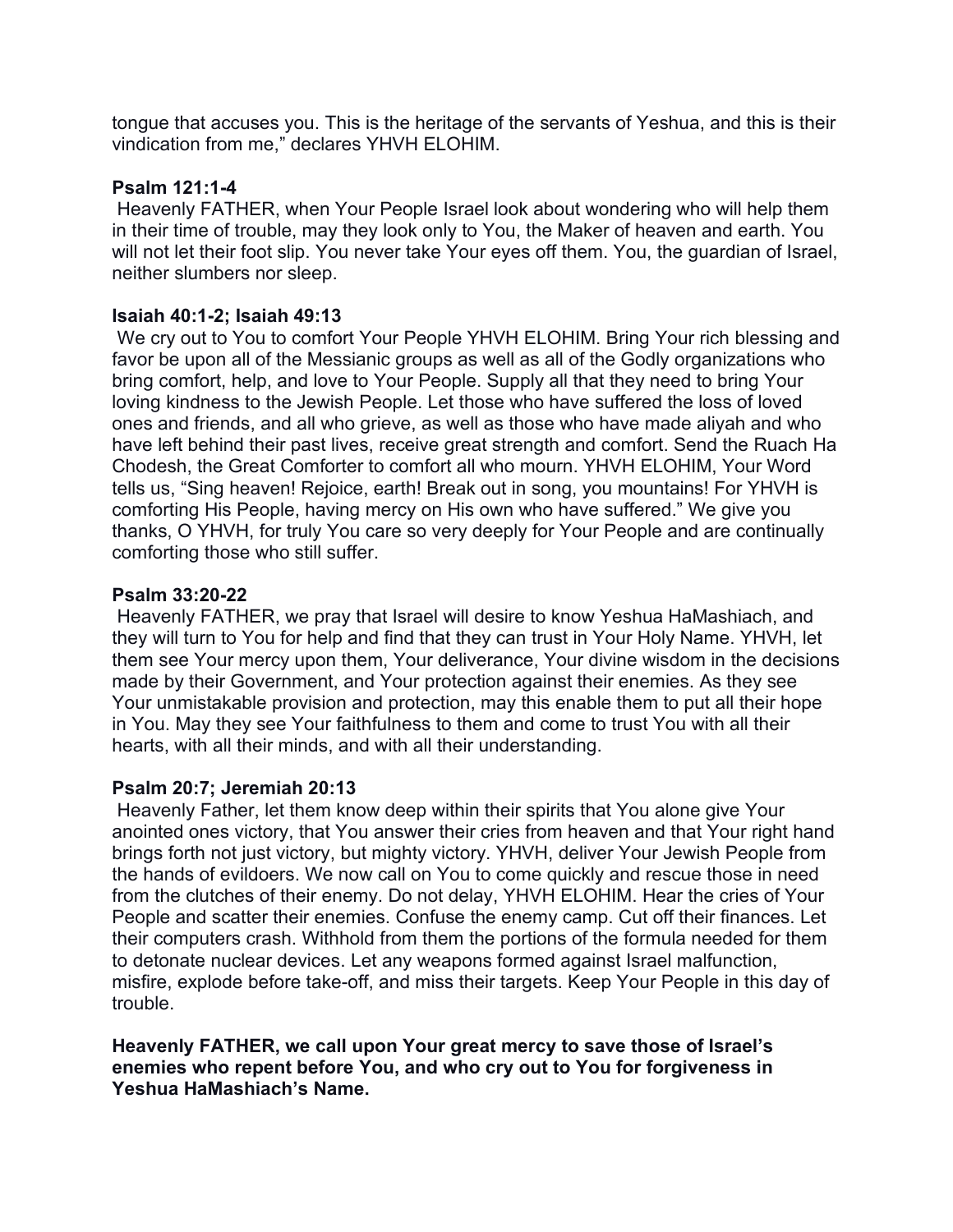tongue that accuses you. This is the heritage of the servants of Yeshua, and this is their vindication from me," declares YHVH ELOHIM.

**Psalm 121:1-4**

Heavenly FATHER, when Your People Israel look about wondering who will help them in their time of trouble, may they look only to You, the Maker of heaven and earth. You will not let their foot slip. You never take Your eyes off them. You, the guardian of Israel, neither slumbers nor sleep.

**Isaiah 40:1-2; Isaiah 49:13**

We cry out to You to comfort Your People YHVH ELOHIM. Bring Your rich blessing and favor be upon all of the Messianic groups as well as all of the Godly organizations who bring comfort, help, and love to Your People. Supply all that they need to bring Your loving kindness to the Jewish People. Let those who have suffered the loss of loved ones and friends, and all who grieve, as well as those who have made aliyah and who have left behind their past lives, receive great strength and comfort. Send the Ruach Ha Chodesh, the Great Comforter to comfort all who mourn. YHVH ELOHIM, Your Word tells us, "Sing heaven! Rejoice, earth! Break out in song, you mountains! For YHVH is comforting His People, having mercy on His own who have suffered." We give you thanks, O YHVH, for truly You care so very deeply for Your People and are continually comforting those who still suffer.

**Psalm 33:20-22**

Heavenly FATHER, we pray that Israel will desire to know Yeshua HaMashiach, and they will turn to You for help and find that they can trust in Your Holy Name. YHVH, let them see Your mercy upon them, Your deliverance, Your divine wisdom in the decisions made by their Government, and Your protection against their enemies. As they see Your unmistakable provision and protection, may this enable them to put all their hope in You. May they see Your faithfulness to them and come to trust You with all their hearts, with all their minds, and with all their understanding.

**Psalm 20:7; Jeremiah 20:13**

Heavenly Father, let them know deep within their spirits that You alone give Your anointed ones victory, that You answer their cries from heaven and that Your right hand brings forth not just victory, but mighty victory. YHVH, deliver Your Jewish People from the hands of evildoers. We now call on You to come quickly and rescue those in need from the clutches of their enemy. Do not delay, YHVH ELOHIM. Hear the cries of Your People and scatter their enemies. Confuse the enemy camp. Cut off their finances. Let their computers crash. Withhold from them the portions of the formula needed for them to detonate nuclear devices. Let any weapons formed against Israel malfunction, misfire, explode before take-off, and miss their targets. Keep Your People in this day of trouble.

**Heavenly FATHER, we call upon Your great mercy to save those of Israel's enemies who repent before You, and who cry out to You for forgiveness in Yeshua HaMashiach's Name.**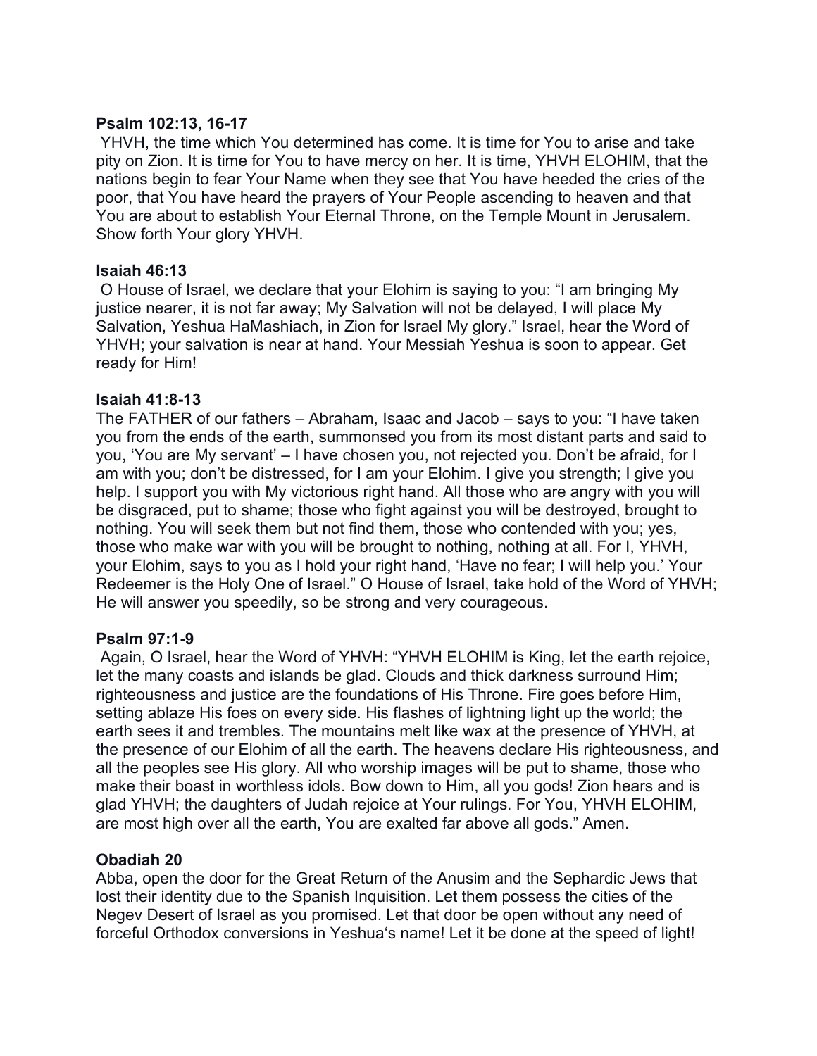**Psalm 102:13, 16-17**

YHVH, the time which You determined has come. It is time for You to arise and take pity on Zion. It is time for You to have mercy on her. It is time, YHVH ELOHIM, that the nations begin to fear Your Name when they see that You have heeded the cries of the poor, that You have heard the prayers of Your People ascending to heaven and that You are about to establish Your Eternal Throne, on the Temple Mount in Jerusalem. Show forth Your glory YHVH.

**Isaiah 46:13**

O House of Israel, we declare that your Elohim is saying to you: "I am bringing My justice nearer, it is not far away; My Salvation will not be delayed, I will place My Salvation, Yeshua HaMashiach, in Zion for Israel My glory." Israel, hear the Word of YHVH; your salvation is near at hand. Your Messiah Yeshua is soon to appear. Get ready for Him!

**Isaiah 41:8-13**

The FATHER of our fathers – Abraham, Isaac and Jacob – says to you: "I have taken you from the ends of the earth, summonsed you from its most distant parts and said to you, 'You are My servant' – I have chosen you, not rejected you. Don't be afraid, for I am with you; don't be distressed, for I am your Elohim. I give you strength; I give you help. I support you with My victorious right hand. All those who are angry with you will be disgraced, put to shame; those who fight against you will be destroyed, brought to nothing. You will seek them but not find them, those who contended with you; yes, those who make war with you will be brought to nothing, nothing at all. For I, YHVH, your Elohim, says to you as I hold your right hand, 'Have no fear; I will help you.' Your Redeemer is the Holy One of Israel." O House of Israel, take hold of the Word of YHVH; He will answer you speedily, so be strong and very courageous.

**Psalm 97:1-9**

Again, O Israel, hear the Word of YHVH: "YHVH ELOHIM is King, let the earth rejoice, let the many coasts and islands be glad. Clouds and thick darkness surround Him; righteousness and justice are the foundations of His Throne. Fire goes before Him, setting ablaze His foes on every side. His flashes of lightning light up the world; the earth sees it and trembles. The mountains melt like wax at the presence of YHVH, at the presence of our Elohim of all the earth. The heavens declare His righteousness, and all the peoples see His glory. All who worship images will be put to shame, those who make their boast in worthless idols. Bow down to Him, all you gods! Zion hears and is glad YHVH; the daughters of Judah rejoice at Your rulings. For You, YHVH ELOHIM, are most high over all the earth, You are exalted far above all gods." Amen.

**Obadiah 20**

Abba, open the door for the Great Return of the Anusim and the Sephardic Jews that lost their identity due to the Spanish Inquisition. Let them possess the cities of the Negev Desert of Israel as you promised. Let that door be open without any need of forceful Orthodox conversions in Yeshua's name! Let it be done at the speed of light!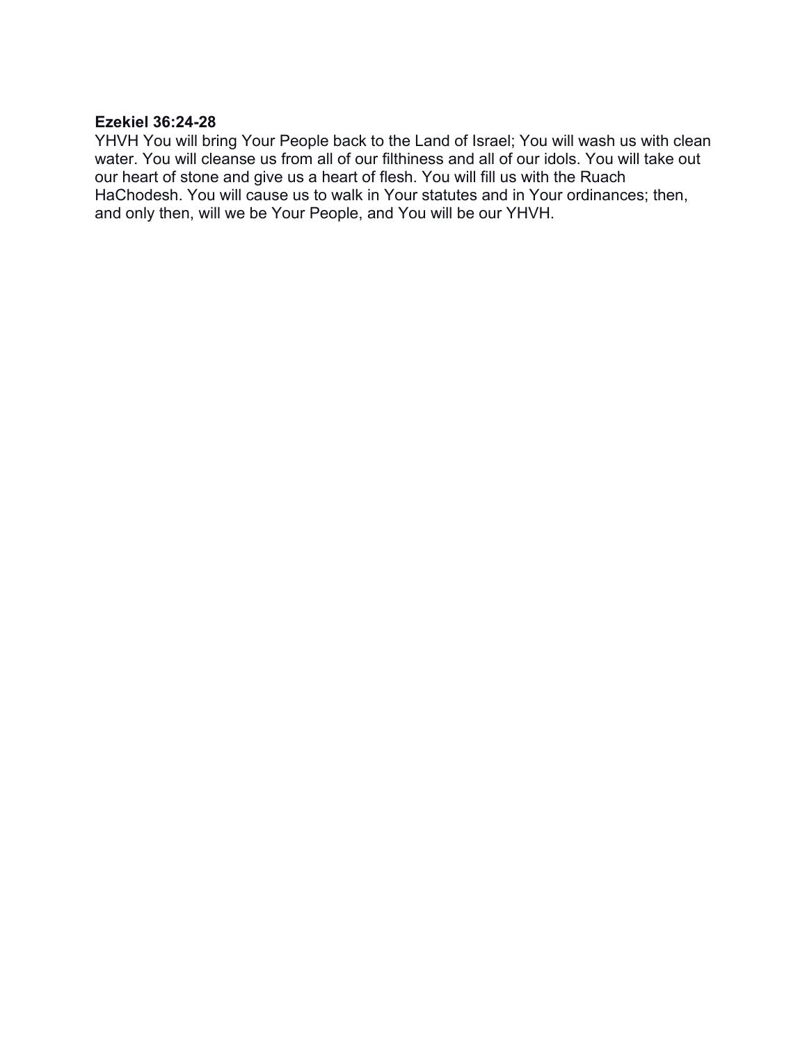**Ezekiel 36:24-28**

YHVH You will bring Your People back to the Land of Israel; You will wash us with clean water. You will cleanse us from all of our filthiness and all of our idols. You will take out our heart of stone and give us a heart of flesh. You will fill us with the Ruach HaChodesh. You will cause us to walk in Your statutes and in Your ordinances; then, and only then, will we be Your People, and You will be our YHVH.